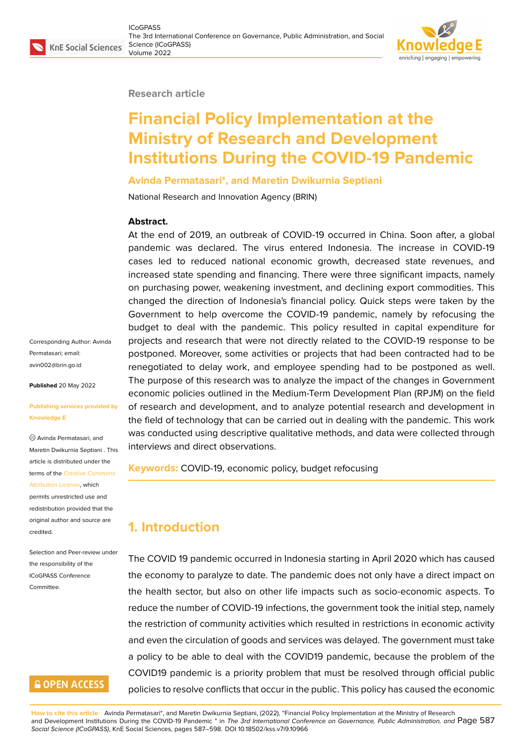Research article

# Financial Policy Implementation at the Ministry of Research and Development Institutions During the COVID-19 Pandemic

**Avinda Permatasari*, and Maretin Dwikurnia Septiani**

National Research and Innovation Agency (BRIN)

**Abstract.**
At the end of 2019, an outbreak of COVID-19 occurred in China. Soon after, a global pandemic was declared. The virus entered Indonesia. The increase in COVID-19 cases led to reduced national economic growth, decreased state revenues, and increased state spending and financing. There were three significant impacts, namely on purchasing power, weakening investment, and declining export commodities. This changed the direction of Indonesia's financial policy. Quick steps were taken by the Government to help overcome the COVID-19 pandemic, namely by refocusing the budget to deal with the pandemic. This policy resulted in capital expenditure for projects and research that were not directly related to the COVID-19 response to be postponed. Moreover, some activities or projects that had been contracted had to be renegotiated to delay work, and employee spending had to be postponed as well. The purpose of this research was to analyze the impact of the changes in Government economic policies outlined in the Medium-Term Development Plan (RPJM) on the field of research and development, and to analyze potential research and development in the field of technology that can be carried out in dealing with the pandemic. This work was conducted using descriptive qualitative methods, and data were collected through interviews and direct observations.

**Keywords:** COVID-19, economic policy, budget refocusing

Corresponding Author: Avinda Permatasari; email: avin002@brin.go.id

**Published** 20 May 2022

**Publishing services provided by Knowledge E**

© Avinda Permatasari, and Maretin Dwikurnia Septiani . This article is distributed under the terms of the Creative Commons Attribution License, which permits unrestricted use and redistribution provided that the original author and source are credited.

Selection and Peer-review under the responsibility of the ICoGPASS Conference Committee.

## 1. Introduction

The COVID 19 pandemic occurred in Indonesia starting in April 2020 which has caused the economy to paralyze to date. The pandemic does not only have a direct impact on the health sector, but also on other life impacts such as socio-economic aspects. To reduce the number of COVID-19 infections, the government took the initial step, namely the restriction of community activities which resulted in restrictions in economic activity and even the circulation of goods and services was delayed. The government must take a policy to be able to deal with the COVID19 pandemic, because the problem of the COVID19 pandemic is a priority problem that must be resolved through official public policies to resolve conflicts that occur in the public. This policy has caused the economic

**How to cite this article**: Avinda Permatasari*, and Maretin Dwikurnia Septiani, (2022), "Financial Policy Implementation at the Ministry of Research and Development Institutions During the COVID-19 Pandemic " in *The 3rd International Conference on Governance, Public Administration, and Social Science (ICoGPASS)*, KnE Social Sciences, pages 587–598. DOI 10.18502/kss.v7i9.10966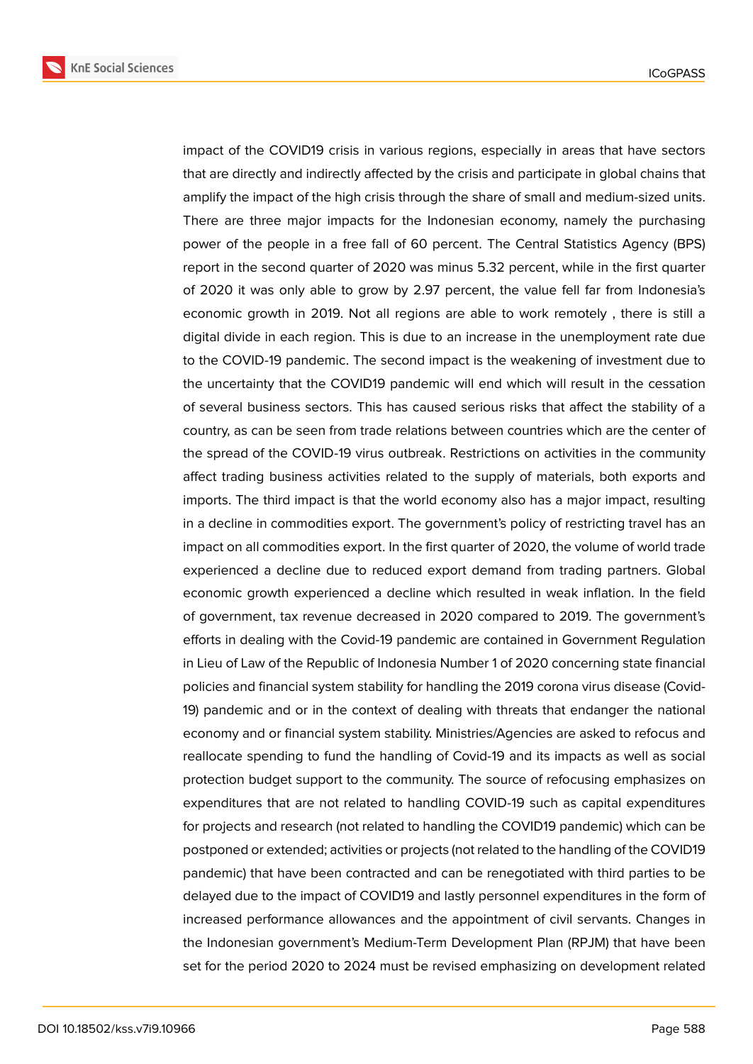impact of the COVID19 crisis in various regions, especially in areas that have sectors that are directly and indirectly affected by the crisis and participate in global chains that amplify the impact of the high crisis through the share of small and medium-sized units. There are three major impacts for the Indonesian economy, namely the purchasing power of the people in a free fall of 60 percent. The Central Statistics Agency (BPS) report in the second quarter of 2020 was minus 5.32 percent, while in the first quarter of 2020 it was only able to grow by 2.97 percent, the value fell far from Indonesia's economic growth in 2019. Not all regions are able to work remotely , there is still a digital divide in each region. This is due to an increase in the unemployment rate due to the COVID-19 pandemic. The second impact is the weakening of investment due to the uncertainty that the COVID19 pandemic will end which will result in the cessation of several business sectors. This has caused serious risks that affect the stability of a country, as can be seen from trade relations between countries which are the center of the spread of the COVID-19 virus outbreak. Restrictions on activities in the community affect trading business activities related to the supply of materials, both exports and imports. The third impact is that the world economy also has a major impact, resulting in a decline in commodities export. The government's policy of restricting travel has an impact on all commodities export. In the first quarter of 2020, the volume of world trade experienced a decline due to reduced export demand from trading partners. Global economic growth experienced a decline which resulted in weak inflation. In the field of government, tax revenue decreased in 2020 compared to 2019. The government's efforts in dealing with the Covid-19 pandemic are contained in Government Regulation in Lieu of Law of the Republic of Indonesia Number 1 of 2020 concerning state financial policies and financial system stability for handling the 2019 corona virus disease (Covid-19) pandemic and or in the context of dealing with threats that endanger the national economy and or financial system stability. Ministries/Agencies are asked to refocus and reallocate spending to fund the handling of Covid-19 and its impacts as well as social protection budget support to the community. The source of refocusing emphasizes on expenditures that are not related to handling COVID-19 such as capital expenditures for projects and research (not related to handling the COVID19 pandemic) which can be postponed or extended; activities or projects (not related to the handling of the COVID19 pandemic) that have been contracted and can be renegotiated with third parties to be delayed due to the impact of COVID19 and lastly personnel expenditures in the form of increased performance allowances and the appointment of civil servants. Changes in the Indonesian government's Medium-Term Development Plan (RPJM) that have been set for the period 2020 to 2024 must be revised emphasizing on development related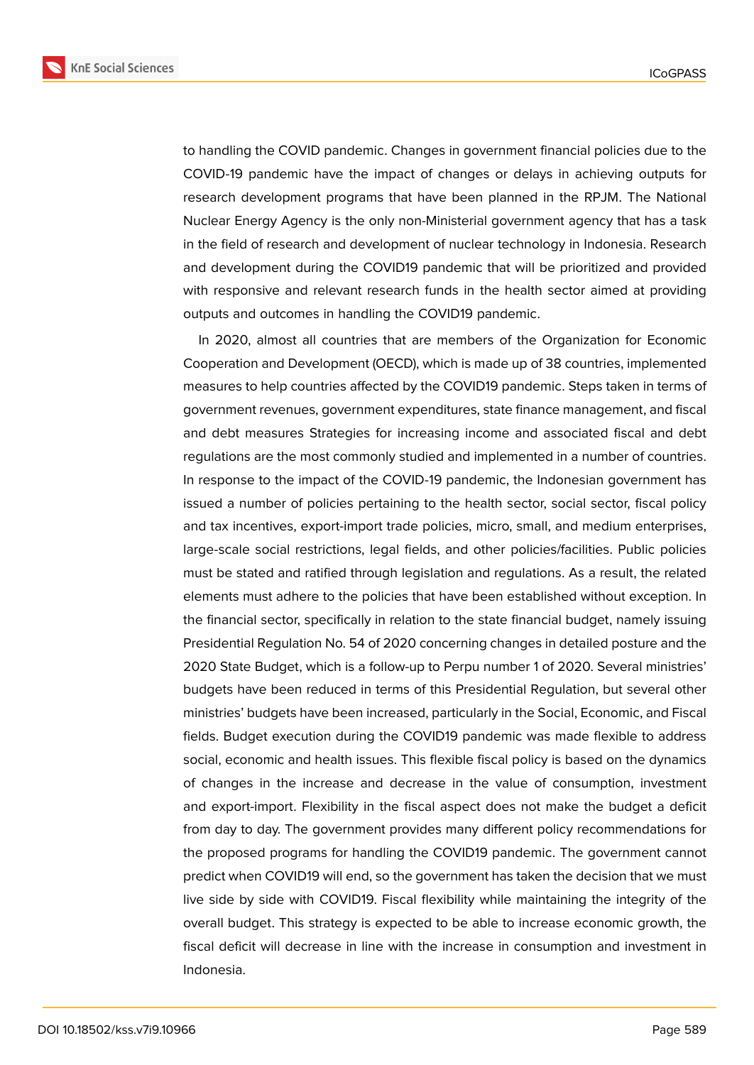to handling the COVID pandemic. Changes in government financial policies due to the COVID-19 pandemic have the impact of changes or delays in achieving outputs for research development programs that have been planned in the RPJM. The National Nuclear Energy Agency is the only non-Ministerial government agency that has a task in the field of research and development of nuclear technology in Indonesia. Research and development during the COVID19 pandemic that will be prioritized and provided with responsive and relevant research funds in the health sector aimed at providing outputs and outcomes in handling the COVID19 pandemic.

In 2020, almost all countries that are members of the Organization for Economic Cooperation and Development (OECD), which is made up of 38 countries, implemented measures to help countries affected by the COVID19 pandemic. Steps taken in terms of government revenues, government expenditures, state finance management, and fiscal and debt measures Strategies for increasing income and associated fiscal and debt regulations are the most commonly studied and implemented in a number of countries. In response to the impact of the COVID-19 pandemic, the Indonesian government has issued a number of policies pertaining to the health sector, social sector, fiscal policy and tax incentives, export-import trade policies, micro, small, and medium enterprises, large-scale social restrictions, legal fields, and other policies/facilities. Public policies must be stated and ratified through legislation and regulations. As a result, the related elements must adhere to the policies that have been established without exception. In the financial sector, specifically in relation to the state financial budget, namely issuing Presidential Regulation No. 54 of 2020 concerning changes in detailed posture and the 2020 State Budget, which is a follow-up to Perpu number 1 of 2020. Several ministries' budgets have been reduced in terms of this Presidential Regulation, but several other ministries' budgets have been increased, particularly in the Social, Economic, and Fiscal fields. Budget execution during the COVID19 pandemic was made flexible to address social, economic and health issues. This flexible fiscal policy is based on the dynamics of changes in the increase and decrease in the value of consumption, investment and export-import. Flexibility in the fiscal aspect does not make the budget a deficit from day to day. The government provides many different policy recommendations for the proposed programs for handling the COVID19 pandemic. The government cannot predict when COVID19 will end, so the government has taken the decision that we must live side by side with COVID19. Fiscal flexibility while maintaining the integrity of the overall budget. This strategy is expected to be able to increase economic growth, the fiscal deficit will decrease in line with the increase in consumption and investment in Indonesia.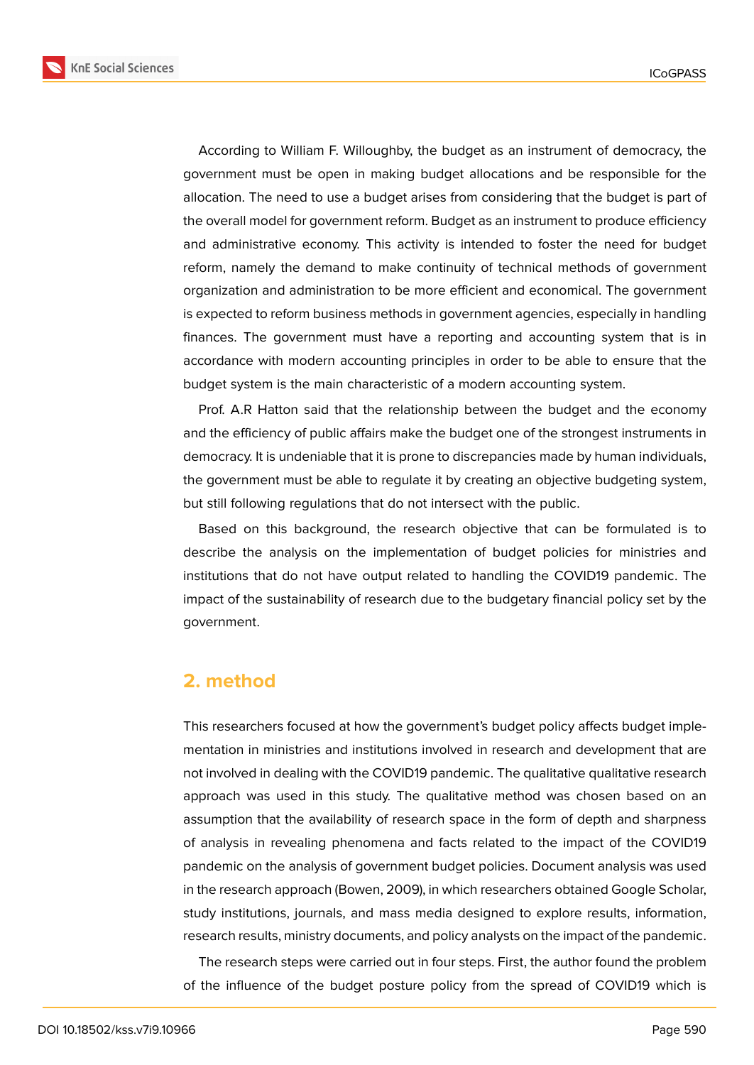According to William F. Willoughby, the budget as an instrument of democracy, the government must be open in making budget allocations and be responsible for the allocation. The need to use a budget arises from considering that the budget is part of the overall model for government reform. Budget as an instrument to produce efficiency and administrative economy. This activity is intended to foster the need for budget reform, namely the demand to make continuity of technical methods of government organization and administration to be more efficient and economical. The government is expected to reform business methods in government agencies, especially in handling finances. The government must have a reporting and accounting system that is in accordance with modern accounting principles in order to be able to ensure that the budget system is the main characteristic of a modern accounting system.

Prof. A.R Hatton said that the relationship between the budget and the economy and the efficiency of public affairs make the budget one of the strongest instruments in democracy. It is undeniable that it is prone to discrepancies made by human individuals, the government must be able to regulate it by creating an objective budgeting system, but still following regulations that do not intersect with the public.

Based on this background, the research objective that can be formulated is to describe the analysis on the implementation of budget policies for ministries and institutions that do not have output related to handling the COVID19 pandemic. The impact of the sustainability of research due to the budgetary financial policy set by the government.

## 2. method

This researchers focused at how the government's budget policy affects budget implementation in ministries and institutions involved in research and development that are not involved in dealing with the COVID19 pandemic. The qualitative qualitative research approach was used in this study. The qualitative method was chosen based on an assumption that the availability of research space in the form of depth and sharpness of analysis in revealing phenomena and facts related to the impact of the COVID19 pandemic on the analysis of government budget policies. Document analysis was used in the research approach (Bowen, 2009), in which researchers obtained Google Scholar, study institutions, journals, and mass media designed to explore results, information, research results, ministry documents, and policy analysts on the impact of the pandemic.

The research steps were carried out in four steps. First, the author found the problem of the influence of the budget posture policy from the spread of COVID19 which is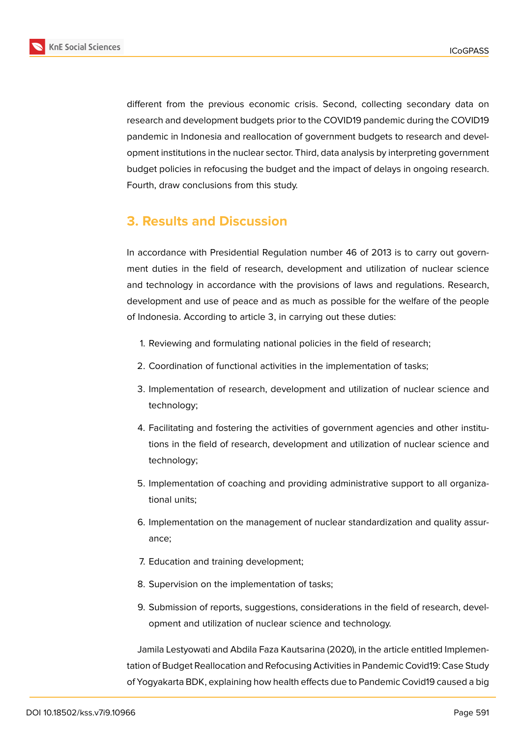different from the previous economic crisis. Second, collecting secondary data on research and development budgets prior to the COVID19 pandemic during the COVID19 pandemic in Indonesia and reallocation of government budgets to research and development institutions in the nuclear sector. Third, data analysis by interpreting government budget policies in refocusing the budget and the impact of delays in ongoing research. Fourth, draw conclusions from this study.

## 3. Results and Discussion

In accordance with Presidential Regulation number 46 of 2013 is to carry out government duties in the field of research, development and utilization of nuclear science and technology in accordance with the provisions of laws and regulations. Research, development and use of peace and as much as possible for the welfare of the people of Indonesia. According to article 3, in carrying out these duties:

1. Reviewing and formulating national policies in the field of research;
2. Coordination of functional activities in the implementation of tasks;
3. Implementation of research, development and utilization of nuclear science and technology;
4. Facilitating and fostering the activities of government agencies and other institutions in the field of research, development and utilization of nuclear science and technology;
5. Implementation of coaching and providing administrative support to all organizational units;
6. Implementation on the management of nuclear standardization and quality assurance;
7. Education and training development;
8. Supervision on the implementation of tasks;
9. Submission of reports, suggestions, considerations in the field of research, development and utilization of nuclear science and technology.

Jamila Lestyowati and Abdila Faza Kautsarina (2020), in the article entitled Implementation of Budget Reallocation and Refocusing Activities in Pandemic Covid19: Case Study of Yogyakarta BDK, explaining how health effects due to Pandemic Covid19 caused a big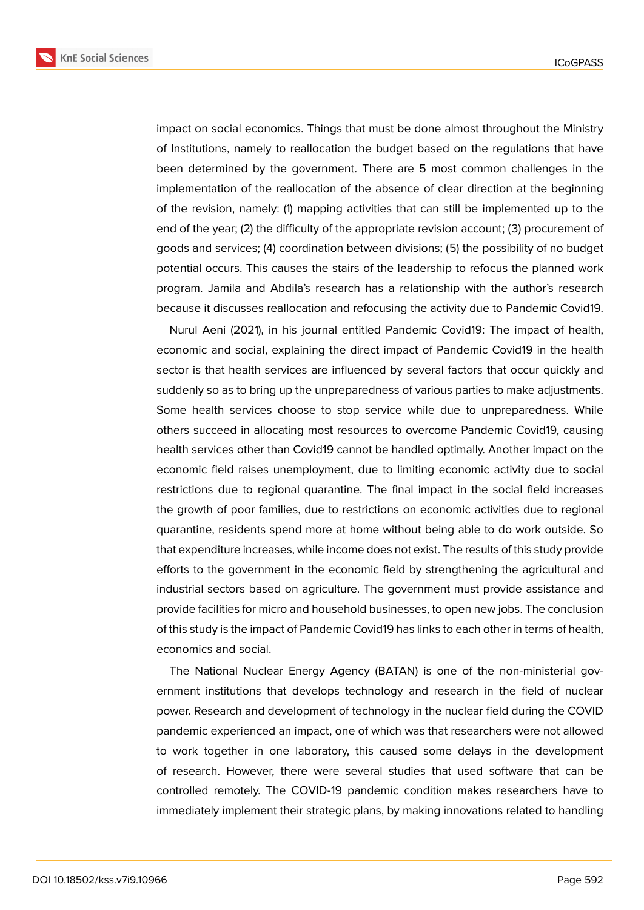impact on social economics. Things that must be done almost throughout the Ministry of Institutions, namely to reallocation the budget based on the regulations that have been determined by the government. There are 5 most common challenges in the implementation of the reallocation of the absence of clear direction at the beginning of the revision, namely: (1) mapping activities that can still be implemented up to the end of the year; (2) the difficulty of the appropriate revision account; (3) procurement of goods and services; (4) coordination between divisions; (5) the possibility of no budget potential occurs. This causes the stairs of the leadership to refocus the planned work program. Jamila and Abdila's research has a relationship with the author's research because it discusses reallocation and refocusing the activity due to Pandemic Covid19.

Nurul Aeni (2021), in his journal entitled Pandemic Covid19: The impact of health, economic and social, explaining the direct impact of Pandemic Covid19 in the health sector is that health services are influenced by several factors that occur quickly and suddenly so as to bring up the unpreparedness of various parties to make adjustments. Some health services choose to stop service while due to unpreparedness. While others succeed in allocating most resources to overcome Pandemic Covid19, causing health services other than Covid19 cannot be handled optimally. Another impact on the economic field raises unemployment, due to limiting economic activity due to social restrictions due to regional quarantine. The final impact in the social field increases the growth of poor families, due to restrictions on economic activities due to regional quarantine, residents spend more at home without being able to do work outside. So that expenditure increases, while income does not exist. The results of this study provide efforts to the government in the economic field by strengthening the agricultural and industrial sectors based on agriculture. The government must provide assistance and provide facilities for micro and household businesses, to open new jobs. The conclusion of this study is the impact of Pandemic Covid19 has links to each other in terms of health, economics and social.

The National Nuclear Energy Agency (BATAN) is one of the non-ministerial government institutions that develops technology and research in the field of nuclear power. Research and development of technology in the nuclear field during the COVID pandemic experienced an impact, one of which was that researchers were not allowed to work together in one laboratory, this caused some delays in the development of research. However, there were several studies that used software that can be controlled remotely. The COVID-19 pandemic condition makes researchers have to immediately implement their strategic plans, by making innovations related to handling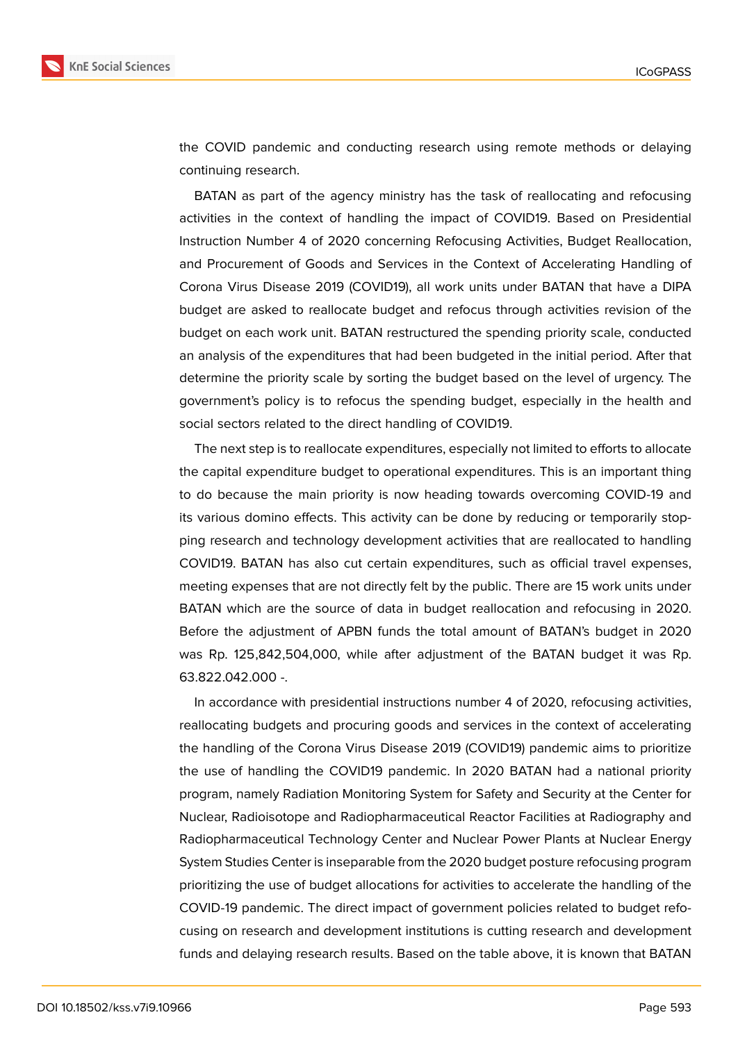the COVID pandemic and conducting research using remote methods or delaying continuing research.

BATAN as part of the agency ministry has the task of reallocating and refocusing activities in the context of handling the impact of COVID19. Based on Presidential Instruction Number 4 of 2020 concerning Refocusing Activities, Budget Reallocation, and Procurement of Goods and Services in the Context of Accelerating Handling of Corona Virus Disease 2019 (COVID19), all work units under BATAN that have a DIPA budget are asked to reallocate budget and refocus through activities revision of the budget on each work unit. BATAN restructured the spending priority scale, conducted an analysis of the expenditures that had been budgeted in the initial period. After that determine the priority scale by sorting the budget based on the level of urgency. The government's policy is to refocus the spending budget, especially in the health and social sectors related to the direct handling of COVID19.

The next step is to reallocate expenditures, especially not limited to efforts to allocate the capital expenditure budget to operational expenditures. This is an important thing to do because the main priority is now heading towards overcoming COVID-19 and its various domino effects. This activity can be done by reducing or temporarily stopping research and technology development activities that are reallocated to handling COVID19. BATAN has also cut certain expenditures, such as official travel expenses, meeting expenses that are not directly felt by the public. There are 15 work units under BATAN which are the source of data in budget reallocation and refocusing in 2020. Before the adjustment of APBN funds the total amount of BATAN's budget in 2020 was Rp. 125,842,504,000, while after adjustment of the BATAN budget it was Rp. 63.822.042.000 -.

In accordance with presidential instructions number 4 of 2020, refocusing activities, reallocating budgets and procuring goods and services in the context of accelerating the handling of the Corona Virus Disease 2019 (COVID19) pandemic aims to prioritize the use of handling the COVID19 pandemic. In 2020 BATAN had a national priority program, namely Radiation Monitoring System for Safety and Security at the Center for Nuclear, Radioisotope and Radiopharmaceutical Reactor Facilities at Radiography and Radiopharmaceutical Technology Center and Nuclear Power Plants at Nuclear Energy System Studies Center is inseparable from the 2020 budget posture refocusing program prioritizing the use of budget allocations for activities to accelerate the handling of the COVID-19 pandemic. The direct impact of government policies related to budget refocusing on research and development institutions is cutting research and development funds and delaying research results. Based on the table above, it is known that BATAN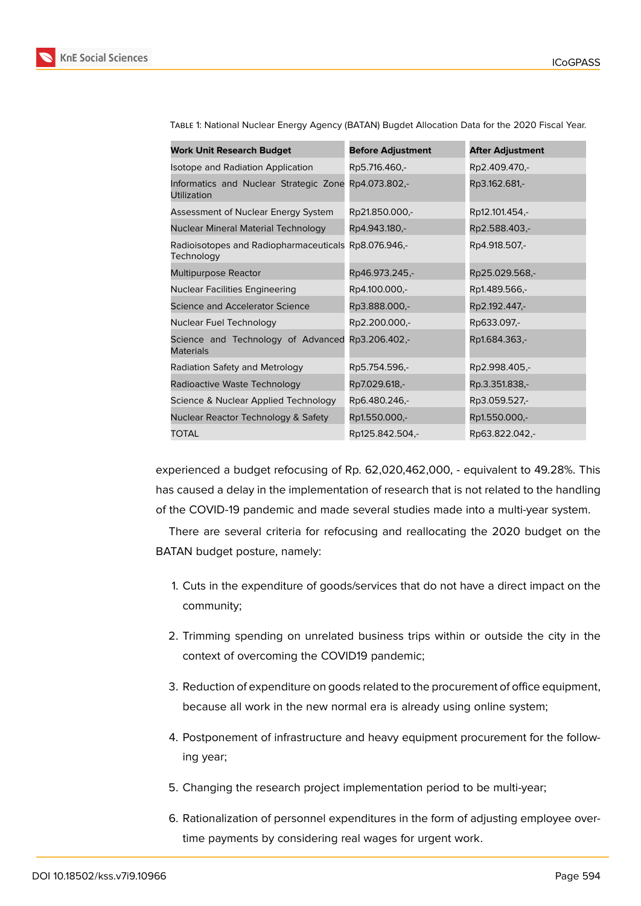Table 1: National Nuclear Energy Agency (BATAN) Bugdet Allocation Data for the 2020 Fiscal Year.

| Work Unit Research Budget | Before Adjustment | After Adjustment |
|---|---|---|
| Isotope and Radiation Application | Rp5.716.460,- | Rp2.409.470,- |
| Informatics and Nuclear Strategic Zone Utilization | Rp4.073.802,- | Rp3.162.681,- |
| Assessment of Nuclear Energy System | Rp21.850.000,- | Rp12.101.454,- |
| Nuclear Mineral Material Technology | Rp4.943.180,- | Rp2.588.403,- |
| Radioisotopes and Radiopharmaceuticals Technology | Rp8.076.946,- | Rp4.918.507,- |
| Multipurpose Reactor | Rp46.973.245,- | Rp25.029.568,- |
| Nuclear Facilities Engineering | Rp4.100.000,- | Rp1.489.566,- |
| Science and Accelerator Science | Rp3.888.000,- | Rp2.192.447,- |
| Nuclear Fuel Technology | Rp2.200.000,- | Rp633.097,- |
| Science and Technology of Advanced Materials | Rp3.206.402,- | Rp1.684.363,- |
| Radiation Safety and Metrology | Rp5.754.596,- | Rp2.998.405,- |
| Radioactive Waste Technology | Rp7.029.618,- | Rp.3.351.838,- |
| Science & Nuclear Applied Technology | Rp6.480.246,- | Rp3.059.527,- |
| Nuclear Reactor Technology & Safety | Rp1.550.000,- | Rp1.550.000,- |
| TOTAL | Rp125.842.504,- | Rp63.822.042,- |

experienced a budget refocusing of Rp. 62,020,462,000, - equivalent to 49.28%. This has caused a delay in the implementation of research that is not related to the handling of the COVID-19 pandemic and made several studies made into a multi-year system.

There are several criteria for refocusing and reallocating the 2020 budget on the BATAN budget posture, namely:

1. Cuts in the expenditure of goods/services that do not have a direct impact on the community;
2. Trimming spending on unrelated business trips within or outside the city in the context of overcoming the COVID19 pandemic;
3. Reduction of expenditure on goods related to the procurement of office equipment, because all work in the new normal era is already using online system;
4. Postponement of infrastructure and heavy equipment procurement for the following year;
5. Changing the research project implementation period to be multi-year;
6. Rationalization of personnel expenditures in the form of adjusting employee overtime payments by considering real wages for urgent work.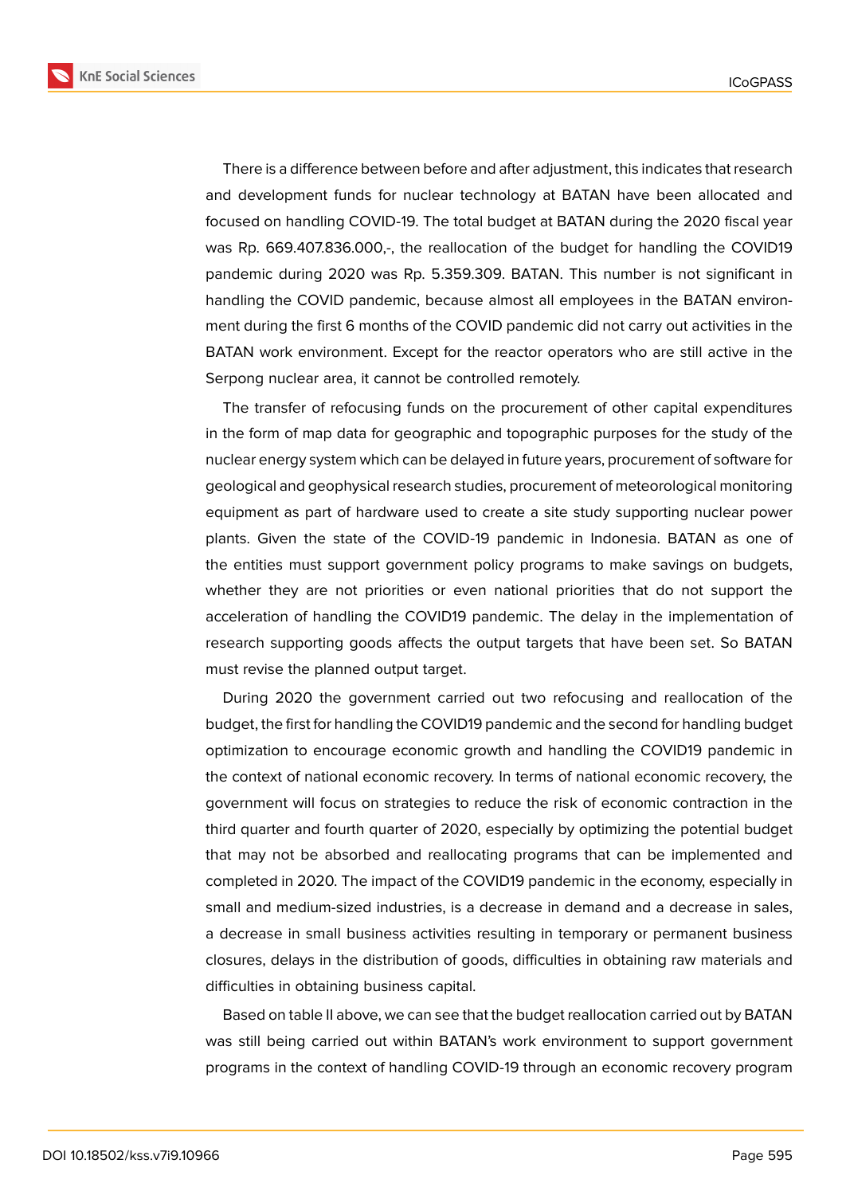There is a difference between before and after adjustment, this indicates that research and development funds for nuclear technology at BATAN have been allocated and focused on handling COVID-19. The total budget at BATAN during the 2020 fiscal year was Rp. 669.407.836.000,-, the reallocation of the budget for handling the COVID19 pandemic during 2020 was Rp. 5.359.309. BATAN. This number is not significant in handling the COVID pandemic, because almost all employees in the BATAN environment during the first 6 months of the COVID pandemic did not carry out activities in the BATAN work environment. Except for the reactor operators who are still active in the Serpong nuclear area, it cannot be controlled remotely.

The transfer of refocusing funds on the procurement of other capital expenditures in the form of map data for geographic and topographic purposes for the study of the nuclear energy system which can be delayed in future years, procurement of software for geological and geophysical research studies, procurement of meteorological monitoring equipment as part of hardware used to create a site study supporting nuclear power plants. Given the state of the COVID-19 pandemic in Indonesia. BATAN as one of the entities must support government policy programs to make savings on budgets, whether they are not priorities or even national priorities that do not support the acceleration of handling the COVID19 pandemic. The delay in the implementation of research supporting goods affects the output targets that have been set. So BATAN must revise the planned output target.

During 2020 the government carried out two refocusing and reallocation of the budget, the first for handling the COVID19 pandemic and the second for handling budget optimization to encourage economic growth and handling the COVID19 pandemic in the context of national economic recovery. In terms of national economic recovery, the government will focus on strategies to reduce the risk of economic contraction in the third quarter and fourth quarter of 2020, especially by optimizing the potential budget that may not be absorbed and reallocating programs that can be implemented and completed in 2020. The impact of the COVID19 pandemic in the economy, especially in small and medium-sized industries, is a decrease in demand and a decrease in sales, a decrease in small business activities resulting in temporary or permanent business closures, delays in the distribution of goods, difficulties in obtaining raw materials and difficulties in obtaining business capital.

Based on table II above, we can see that the budget reallocation carried out by BATAN was still being carried out within BATAN's work environment to support government programs in the context of handling COVID-19 through an economic recovery program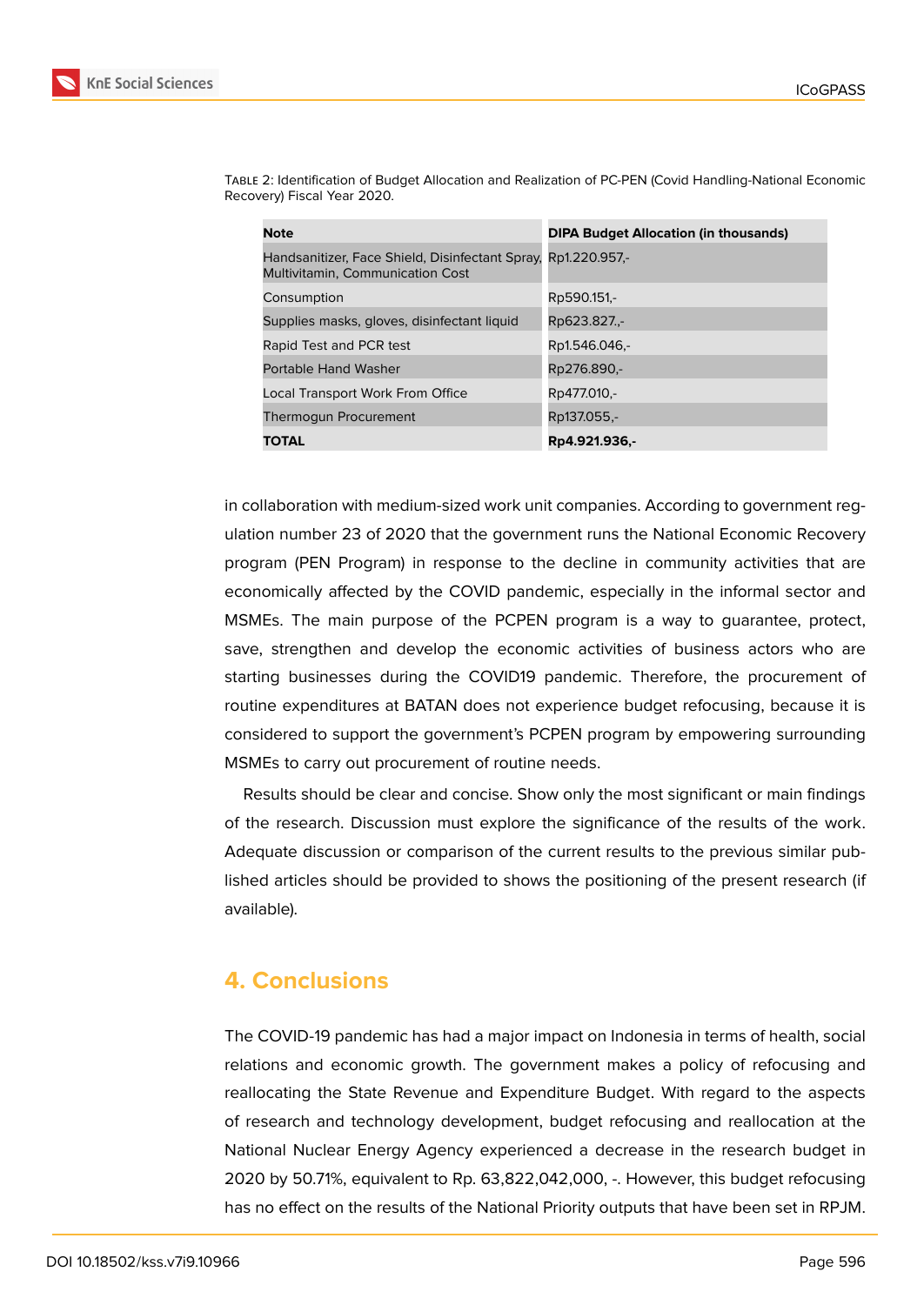Table 2: Identification of Budget Allocation and Realization of PC-PEN (Covid Handling-National Economic Recovery) Fiscal Year 2020.

| Note | DIPA Budget Allocation (in thousands) |
|---|---|
| Handsanitizer, Face Shield, Disinfectant Spray, Multivitamin, Communication Cost | Rp1.220.957,- |
| Consumption | Rp590.151,- |
| Supplies masks, gloves, disinfectant liquid | Rp623.827.,- |
| Rapid Test and PCR test | Rp1.546.046,- |
| Portable Hand Washer | Rp276.890,- |
| Local Transport Work From Office | Rp477.010,- |
| Thermogun Procurement | Rp137.055,- |
| **TOTAL** | **Rp4.921.936,-** |

in collaboration with medium-sized work unit companies. According to government regulation number 23 of 2020 that the government runs the National Economic Recovery program (PEN Program) in response to the decline in community activities that are economically affected by the COVID pandemic, especially in the informal sector and MSMEs. The main purpose of the PCPEN program is a way to guarantee, protect, save, strengthen and develop the economic activities of business actors who are starting businesses during the COVID19 pandemic. Therefore, the procurement of routine expenditures at BATAN does not experience budget refocusing, because it is considered to support the government's PCPEN program by empowering surrounding MSMEs to carry out procurement of routine needs.

Results should be clear and concise. Show only the most significant or main findings of the research. Discussion must explore the significance of the results of the work. Adequate discussion or comparison of the current results to the previous similar published articles should be provided to shows the positioning of the present research (if available).

## 4. Conclusions

The COVID-19 pandemic has had a major impact on Indonesia in terms of health, social relations and economic growth. The government makes a policy of refocusing and reallocating the State Revenue and Expenditure Budget. With regard to the aspects of research and technology development, budget refocusing and reallocation at the National Nuclear Energy Agency experienced a decrease in the research budget in 2020 by 50.71%, equivalent to Rp. 63,822,042,000, -. However, this budget refocusing has no effect on the results of the National Priority outputs that have been set in RPJM.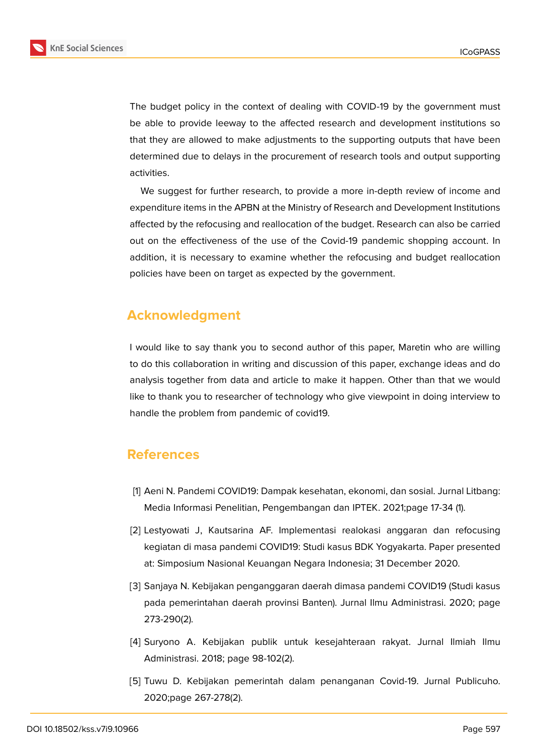The budget policy in the context of dealing with COVID-19 by the government must be able to provide leeway to the affected research and development institutions so that they are allowed to make adjustments to the supporting outputs that have been determined due to delays in the procurement of research tools and output supporting activities.

We suggest for further research, to provide a more in-depth review of income and expenditure items in the APBN at the Ministry of Research and Development Institutions affected by the refocusing and reallocation of the budget. Research can also be carried out on the effectiveness of the use of the Covid-19 pandemic shopping account. In addition, it is necessary to examine whether the refocusing and budget reallocation policies have been on target as expected by the government.

## Acknowledgment

I would like to say thank you to second author of this paper, Maretin who are willing to do this collaboration in writing and discussion of this paper, exchange ideas and do analysis together from data and article to make it happen. Other than that we would like to thank you to researcher of technology who give viewpoint in doing interview to handle the problem from pandemic of covid19.

## References

[1] Aeni N. Pandemi COVID19: Dampak kesehatan, ekonomi, dan sosial. Jurnal Litbang: Media Informasi Penelitian, Pengembangan dan IPTEK. 2021;page 17-34 (1).

[2] Lestyowati J, Kautsarina AF. Implementasi realokasi anggaran dan refocusing kegiatan di masa pandemi COVID19: Studi kasus BDK Yogyakarta. Paper presented at: Simposium Nasional Keuangan Negara Indonesia; 31 December 2020.

[3] Sanjaya N. Kebijakan penganggaran daerah dimasa pandemi COVID19 (Studi kasus pada pemerintahan daerah provinsi Banten). Jurnal Ilmu Administrasi. 2020; page 273-290(2).

[4] Suryono A. Kebijakan publik untuk kesejahteraan rakyat. Jurnal Ilmiah Ilmu Administrasi. 2018; page 98-102(2).

[5] Tuwu D. Kebijakan pemerintah dalam penanganan Covid-19. Jurnal Publicuho. 2020;page 267-278(2).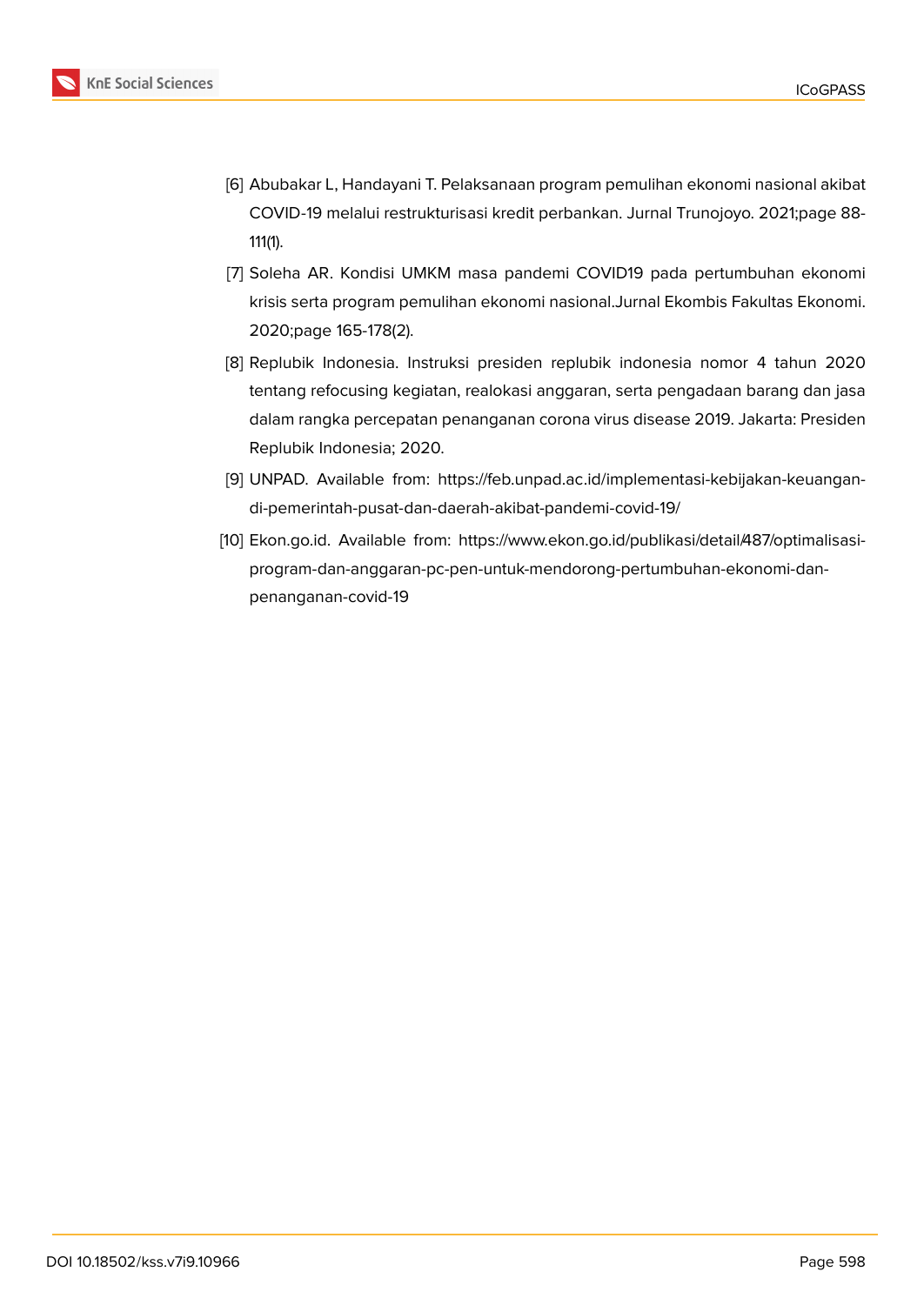[6] Abubakar L, Handayani T. Pelaksanaan program pemulihan ekonomi nasional akibat COVID-19 melalui restrukturisasi kredit perbankan. Jurnal Trunojoyo. 2021;page 88-111(1).

[7] Soleha AR. Kondisi UMKM masa pandemi COVID19 pada pertumbuhan ekonomi krisis serta program pemulihan ekonomi nasional.Jurnal Ekombis Fakultas Ekonomi. 2020;page 165-178(2).

[8] Replubik Indonesia. Instruksi presiden replubik indonesia nomor 4 tahun 2020 tentang refocusing kegiatan, realokasi anggaran, serta pengadaan barang dan jasa dalam rangka percepatan penanganan corona virus disease 2019. Jakarta: Presiden Replubik Indonesia; 2020.

[9] UNPAD. Available from: https://feb.unpad.ac.id/implementasi-kebijakan-keuangan-di-pemerintah-pusat-dan-daerah-akibat-pandemi-covid-19/

[10] Ekon.go.id. Available from: https://www.ekon.go.id/publikasi/detail/487/optimalisasi-program-dan-anggaran-pc-pen-untuk-mendorong-pertumbuhan-ekonomi-dan-penanganan-covid-19